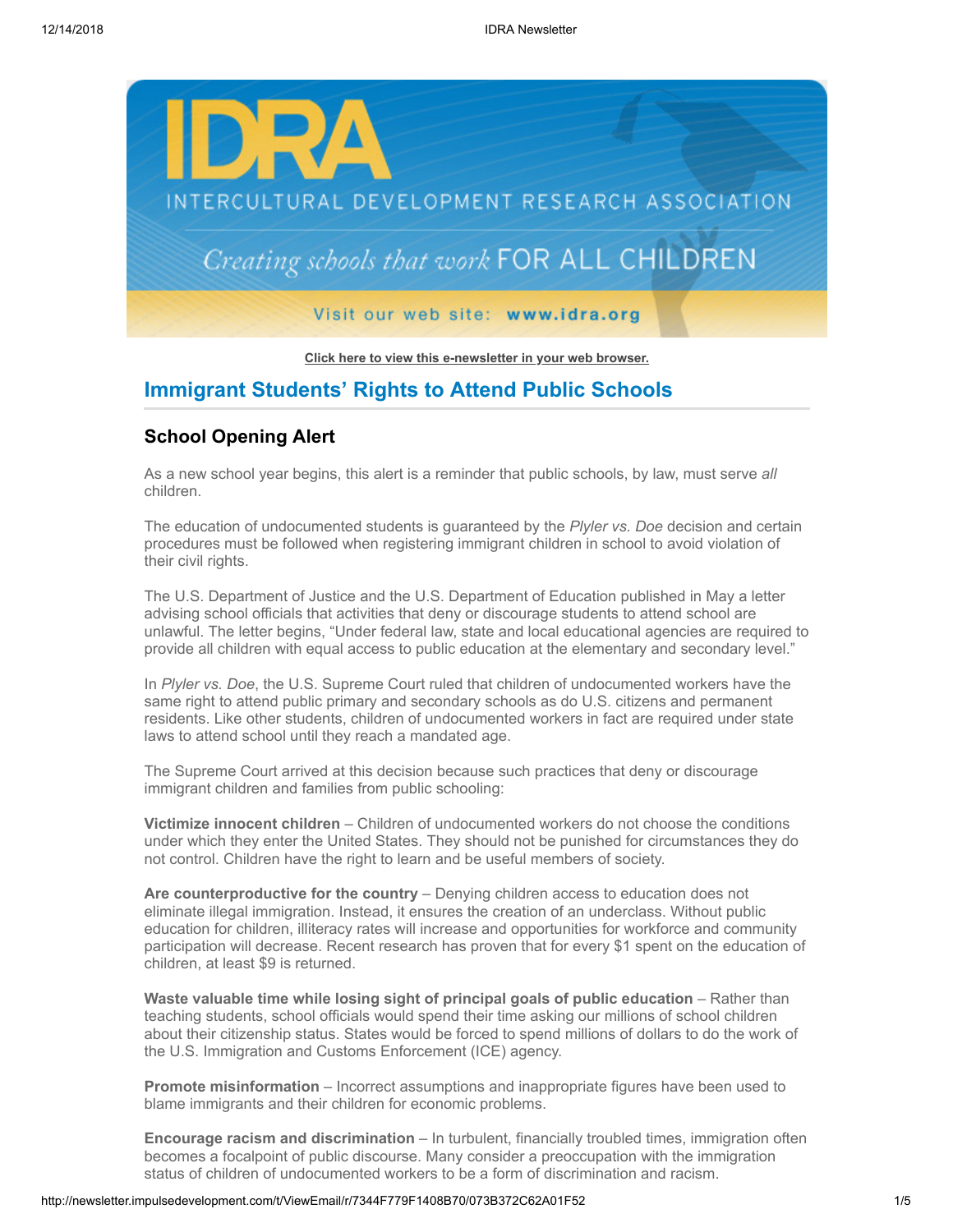**Click here to view this e-newsletter in your web browser.**

## Immigrant Students' Rights to Attend Public Schools

### School Opening Alert

As a new school year begins, this alert is a reminder that public schools, by law, must serve *all* children.

The education of undocumented students is guaranteed by the *Plyler vs. Doe* decision and certain procedures must be followed when registering immigrant children in school to avoid violation of their civil rights.

The U.S. Department of Justice and the U.S. Department of Education published in May a letter advising school officials that activities that deny or discourage students to attend school are unlawful. The letter begins, "Under federal law, state and local educational agencies are required to provide all children with equal access to public education at the elementary and secondary level."

In *Plyler vs. Doe*, the U.S. Supreme Court ruled that children of undocumented workers have the same right to attend public primary and secondary schools as do U.S. citizens and permanent residents. Like other students, children of undocumented workers in fact are required under state laws to attend school until they reach a mandated age.

The Supreme Court arrived at this decision because such practices that deny or discourage immigrant children and families from public schooling:

**Victimize innocent children** – Children of undocumented workers do not choose the conditions under which they enter the United States. They should not be punished for circumstances they do not control. Children have the right to learn and be useful members of society.

**Are counterproductive for the country** – Denying children access to education does not eliminate illegal immigration. Instead, it ensures the creation of an underclass. Without public education for children, illiteracy rates will increase and opportunities for workforce and community participation will decrease. Recent research has proven that for every $1 spent on the education of children, at least $9 is returned.

**Waste valuable time while losing sight of principal goals of public education** – Rather than teaching students, school officials would spend their time asking our millions of school children about their citizenship status. States would be forced to spend millions of dollars to do the work of the U.S. Immigration and Customs Enforcement (ICE) agency.

**Promote misinformation** – Incorrect assumptions and inappropriate figures have been used to blame immigrants and their children for economic problems.

**Encourage racism and discrimination** – In turbulent, financially troubled times, immigration often becomes a focalpoint of public discourse. Many consider a preoccupation with the immigration status of children of undocumented workers to be a form of discrimination and racism.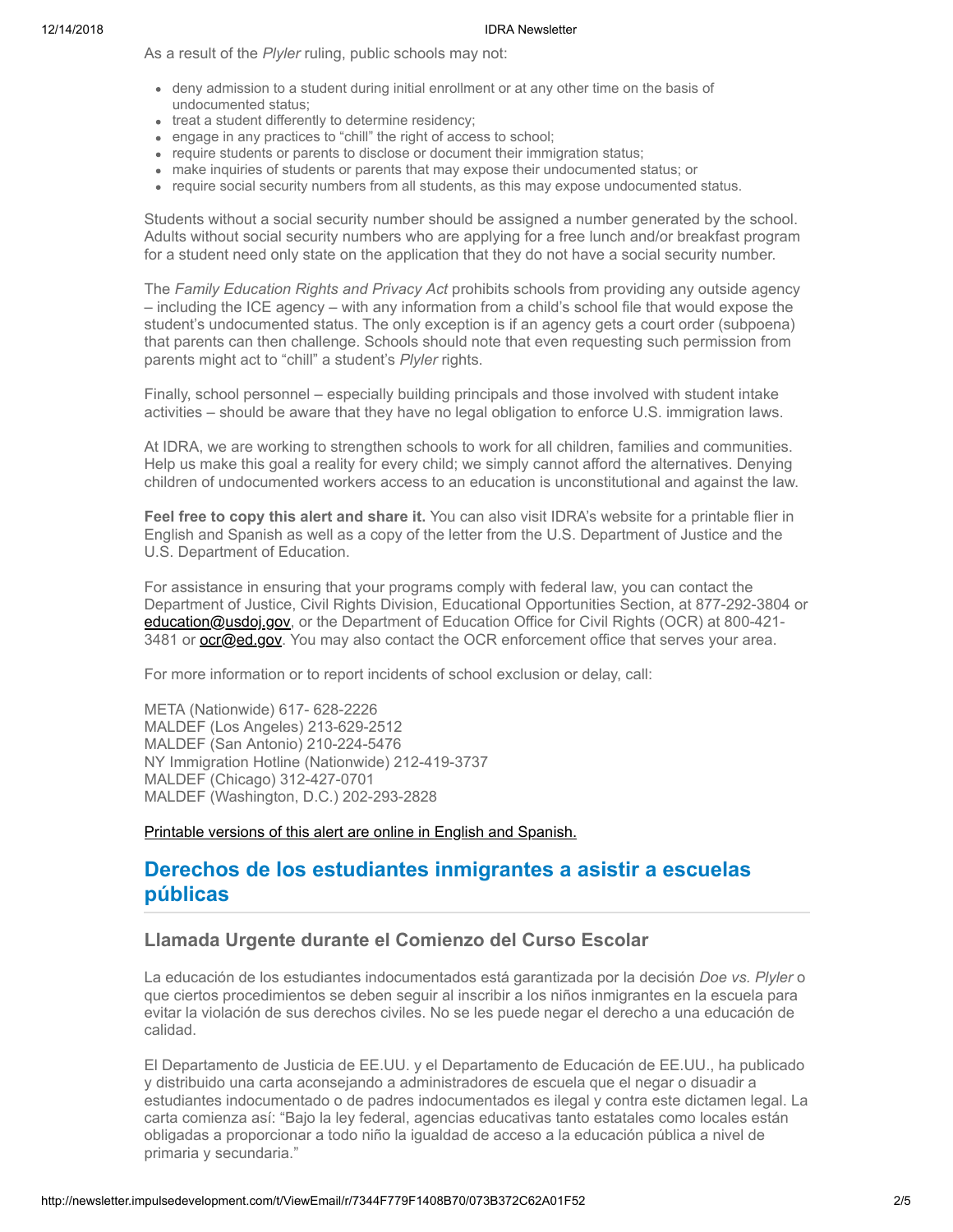As a result of the *Plyler* ruling, public schools may not:

- deny admission to a student during initial enrollment or at any other time on the basis of undocumented status;
- treat a student differently to determine residency;
- engage in any practices to "chill" the right of access to school;
- require students or parents to disclose or document their immigration status;
- make inquiries of students or parents that may expose their undocumented status; or
- require social security numbers from all students, as this may expose undocumented status.

Students without a social security number should be assigned a number generated by the school. Adults without social security numbers who are applying for a free lunch and/or breakfast program for a student need only state on the application that they do not have a social security number.

The *Family Education Rights and Privacy Act* prohibits schools from providing any outside agency – including the ICE agency – with any information from a child's school file that would expose the student's undocumented status. The only exception is if an agency gets a court order (subpoena) that parents can then challenge. Schools should note that even requesting such permission from parents might act to "chill" a student's *Plyler* rights.

Finally, school personnel – especially building principals and those involved with student intake activities – should be aware that they have no legal obligation to enforce U.S. immigration laws.

At IDRA, we are working to strengthen schools to work for all children, families and communities. Help us make this goal a reality for every child; we simply cannot afford the alternatives. Denying children of undocumented workers access to an education is unconstitutional and against the law.

**Feel free to copy this alert and share it.** You can also visit IDRA's website for a printable flier in English and Spanish as well as a copy of the letter from the U.S. Department of Justice and the U.S. Department of Education.

For assistance in ensuring that your programs comply with federal law, you can contact the Department of Justice, Civil Rights Division, Educational Opportunities Section, at 877-292-3804 or education@usdoj.gov, or the Department of Education Office for Civil Rights (OCR) at 800-421-3481 or ocr@ed.gov. You may also contact the OCR enforcement office that serves your area.

For more information or to report incidents of school exclusion or delay, call:

META (Nationwide) 617- 628-2226
MALDEF (Los Angeles) 213-629-2512
MALDEF (San Antonio) 210-224-5476
NY Immigration Hotline (Nationwide) 212-419-3737
MALDEF (Chicago) 312-427-0701
MALDEF (Washington, D.C.) 202-293-2828

Printable versions of this alert are online in English and Spanish.

## Derechos de los estudiantes inmigrantes a asistir a escuelas públicas

### Llamada Urgente durante el Comienzo del Curso Escolar

La educación de los estudiantes indocumentados está garantizada por la decisión *Doe vs. Plyler* o que ciertos procedimientos se deben seguir al inscribir a los niños inmigrantes en la escuela para evitar la violación de sus derechos civiles. No se les puede negar el derecho a una educación de calidad.

El Departamento de Justicia de EE.UU. y el Departamento de Educación de EE.UU., ha publicado y distribuido una carta aconsejando a administradores de escuela que el negar o disuadir a estudiantes indocumentado o de padres indocumentados es ilegal y contra este dictamen legal. La carta comienza así: "Bajo la ley federal, agencias educativas tanto estatales como locales están obligadas a proporcionar a todo niño la igualdad de acceso a la educación pública a nivel de primaria y secundaria."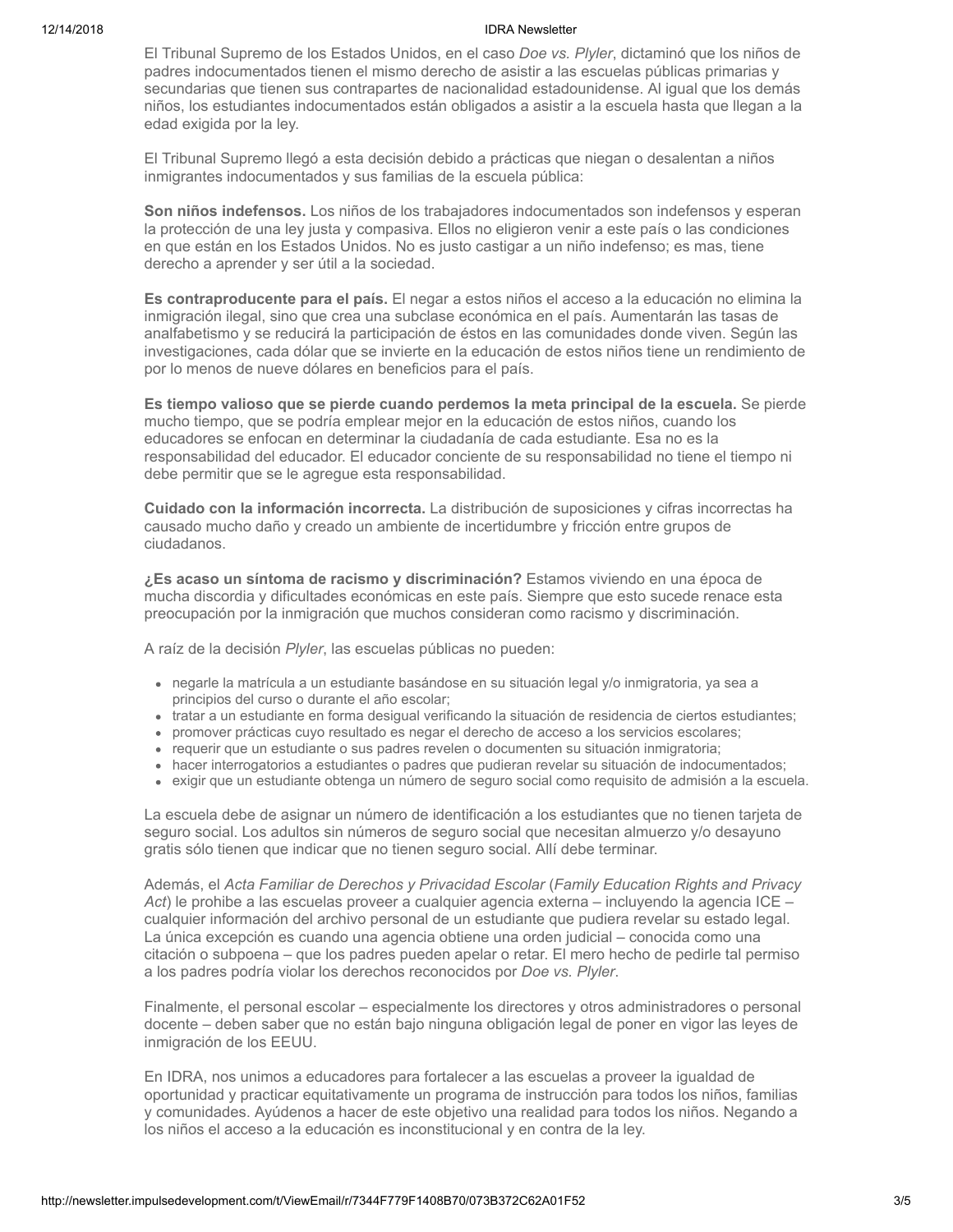El Tribunal Supremo de los Estados Unidos, en el caso *Doe vs. Plyler*, dictaminó que los niños de padres indocumentados tienen el mismo derecho de asistir a las escuelas públicas primarias y secundarias que tienen sus contrapartes de nacionalidad estadounidense. Al igual que los demás niños, los estudiantes indocumentados están obligados a asistir a la escuela hasta que llegan a la edad exigida por la ley.

El Tribunal Supremo llegó a esta decisión debido a prácticas que niegan o desalentan a niños inmigrantes indocumentados y sus familias de la escuela pública:

**Son niños indefensos.** Los niños de los trabajadores indocumentados son indefensos y esperan la protección de una ley justa y compasiva. Ellos no eligieron venir a este país o las condiciones en que están en los Estados Unidos. No es justo castigar a un niño indefenso; es mas, tiene derecho a aprender y ser útil a la sociedad.

**Es contraproducente para el país.** El negar a estos niños el acceso a la educación no elimina la inmigración ilegal, sino que crea una subclase económica en el país. Aumentarán las tasas de analfabetismo y se reducirá la participación de éstos en las comunidades donde viven. Según las investigaciones, cada dólar que se invierte en la educación de estos niños tiene un rendimiento de por lo menos de nueve dólares en beneficios para el país.

**Es tiempo valioso que se pierde cuando perdemos la meta principal de la escuela.** Se pierde mucho tiempo, que se podría emplear mejor en la educación de estos niños, cuando los educadores se enfocan en determinar la ciudadanía de cada estudiante. Esa no es la responsabilidad del educador. El educador conciente de su responsabilidad no tiene el tiempo ni debe permitir que se le agregue esta responsabilidad.

**Cuidado con la información incorrecta.** La distribución de suposiciones y cifras incorrectas ha causado mucho daño y creado un ambiente de incertidumbre y fricción entre grupos de ciudadanos.

**¿Es acaso un síntoma de racismo y discriminación?** Estamos viviendo en una época de mucha discordia y dificultades económicas en este país. Siempre que esto sucede renace esta preocupación por la inmigración que muchos consideran como racismo y discriminación.

A raíz de la decisión *Plyler*, las escuelas públicas no pueden:

- negarle la matrícula a un estudiante basándose en su situación legal y/o inmigratoria, ya sea a principios del curso o durante el año escolar;
- tratar a un estudiante en forma desigual verificando la situación de residencia de ciertos estudiantes;
- promover prácticas cuyo resultado es negar el derecho de acceso a los servicios escolares;
- requerir que un estudiante o sus padres revelen o documenten su situación inmigratoria;
- hacer interrogatorios a estudiantes o padres que pudieran revelar su situación de indocumentados;
- exigir que un estudiante obtenga un número de seguro social como requisito de admisión a la escuela.

La escuela debe de asignar un número de identificación a los estudiantes que no tienen tarjeta de seguro social. Los adultos sin números de seguro social que necesitan almuerzo y/o desayuno gratis sólo tienen que indicar que no tienen seguro social. Allí debe terminar.

Además, el *Acta Familiar de Derechos y Privacidad Escolar* (*Family Education Rights and Privacy Act*) le prohibe a las escuelas proveer a cualquier agencia externa – incluyendo la agencia ICE – cualquier información del archivo personal de un estudiante que pudiera revelar su estado legal. La única excepción es cuando una agencia obtiene una orden judicial – conocida como una citación o subpoena – que los padres pueden apelar o retar. El mero hecho de pedirle tal permiso a los padres podría violar los derechos reconocidos por *Doe vs. Plyler*.

Finalmente, el personal escolar – especialmente los directores y otros administradores o personal docente – deben saber que no están bajo ninguna obligación legal de poner en vigor las leyes de inmigración de los EEUU.

En IDRA, nos unimos a educadores para fortalecer a las escuelas a proveer la igualdad de oportunidad y practicar equitativamente un programa de instrucción para todos los niños, familias y comunidades. Ayúdenos a hacer de este objetivo una realidad para todos los niños. Negando a los niños el acceso a la educación es inconstitucional y en contra de la ley.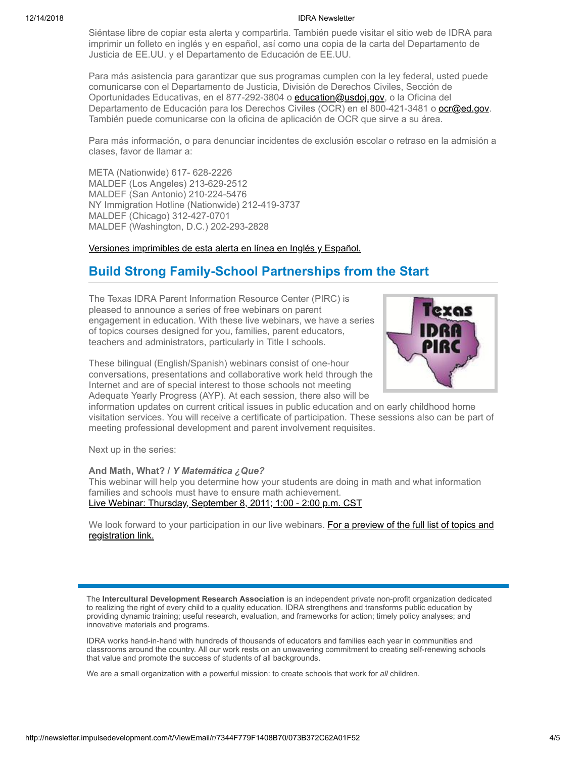Siéntase libre de copiar esta alerta y compartirla. También puede visitar el sitio web de IDRA para imprimir un folleto en inglés y en español, así como una copia de la carta del Departamento de Justicia de EE.UU. y el Departamento de Educación de EE.UU.

Para más asistencia para garantizar que sus programas cumplen con la ley federal, usted puede comunicarse con el Departamento de Justicia, División de Derechos Civiles, Sección de Oportunidades Educativas, en el 877-292-3804 o education@usdoj.gov, o la Oficina del Departamento de Educación para los Derechos Civiles (OCR) en el 800-421-3481 o ocr@ed.gov. También puede comunicarse con la oficina de aplicación de OCR que sirve a su área.

Para más información, o para denunciar incidentes de exclusión escolar o retraso en la admisión a clases, favor de llamar a:

META (Nationwide) 617- 628-2226
MALDEF (Los Angeles) 213-629-2512
MALDEF (San Antonio) 210-224-5476
NY Immigration Hotline (Nationwide) 212-419-3737
MALDEF (Chicago) 312-427-0701
MALDEF (Washington, D.C.) 202-293-2828

Versiones imprimibles de esta alerta en línea en Inglés y Español.

## Build Strong Family-School Partnerships from the Start

The Texas IDRA Parent Information Resource Center (PIRC) is pleased to announce a series of free webinars on parent engagement in education. With these live webinars, we have a series of topics courses designed for you, families, parent educators, teachers and administrators, particularly in Title I schools.

These bilingual (English/Spanish) webinars consist of one-hour conversations, presentations and collaborative work held through the Internet and are of special interest to those schools not meeting Adequate Yearly Progress (AYP). At each session, there also will be information updates on current critical issues in public education and on early childhood home visitation services. You will receive a certificate of participation. These sessions also can be part of meeting professional development and parent involvement requisites.

Next up in the series:

**And Math, What? /** ***Y Matemática ¿Que?***
This webinar will help you determine how your students are doing in math and what information families and schools must have to ensure math achievement.
Live Webinar: Thursday, September 8, 2011; 1:00 - 2:00 p.m. CST

We look forward to your participation in our live webinars. For a preview of the full list of topics and registration link.

---

The **Intercultural Development Research Association** is an independent private non-profit organization dedicated to realizing the right of every child to a quality education. IDRA strengthens and transforms public education by providing dynamic training; useful research, evaluation, and frameworks for action; timely policy analyses; and innovative materials and programs.

IDRA works hand-in-hand with hundreds of thousands of educators and families each year in communities and classrooms around the country. All our work rests on an unwavering commitment to creating self-renewing schools that value and promote the success of students of all backgrounds.

We are a small organization with a powerful mission: to create schools that work for *all* children.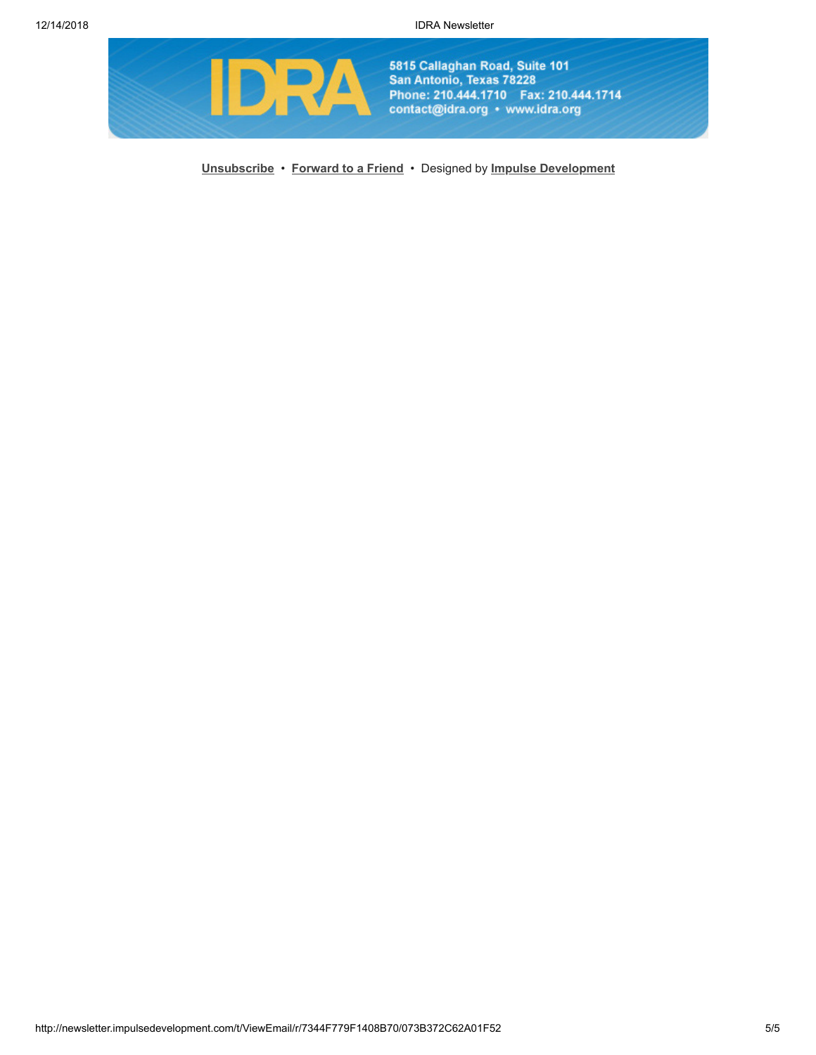IDRA

5815 Callaghan Road, Suite 101
San Antonio, Texas 78228
Phone: 210.444.1710 Fax: 210.444.1714
contact@idra.org • www.idra.org

**Unsubscribe** • **Forward to a Friend** • Designed by **Impulse Development**